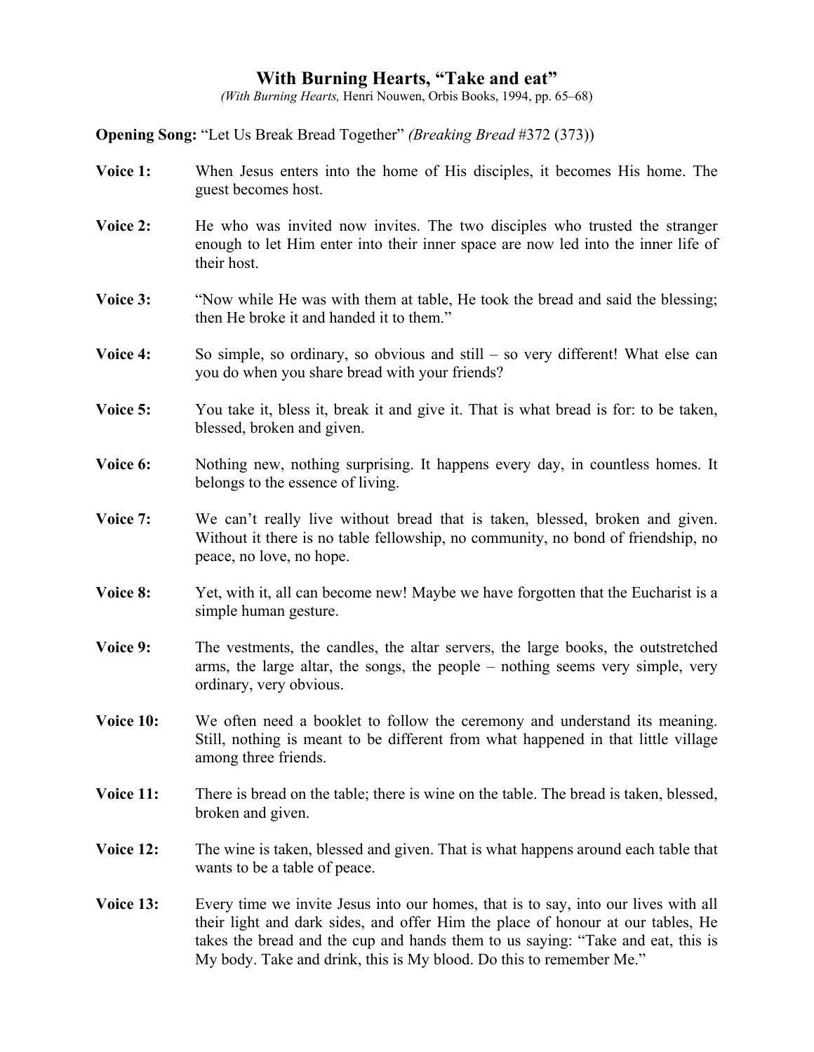# With Burning Hearts, "Take and eat"

*(With Burning Hearts,* Henri Nouwen, Orbis Books, 1994, pp. 65–68)

**Opening Song:** "Let Us Break Bread Together" *(Breaking Bread* #372 (373))

**Voice 1:** When Jesus enters into the home of His disciples, it becomes His home. The guest becomes host.

**Voice 2:** He who was invited now invites. The two disciples who trusted the stranger enough to let Him enter into their inner space are now led into the inner life of their host.

**Voice 3:** "Now while He was with them at table, He took the bread and said the blessing; then He broke it and handed it to them."

**Voice 4:** So simple, so ordinary, so obvious and still – so very different! What else can you do when you share bread with your friends?

**Voice 5:** You take it, bless it, break it and give it. That is what bread is for: to be taken, blessed, broken and given.

**Voice 6:** Nothing new, nothing surprising. It happens every day, in countless homes. It belongs to the essence of living.

**Voice 7:** We can't really live without bread that is taken, blessed, broken and given. Without it there is no table fellowship, no community, no bond of friendship, no peace, no love, no hope.

**Voice 8:** Yet, with it, all can become new! Maybe we have forgotten that the Eucharist is a simple human gesture.

**Voice 9:** The vestments, the candles, the altar servers, the large books, the outstretched arms, the large altar, the songs, the people – nothing seems very simple, very ordinary, very obvious.

**Voice 10:** We often need a booklet to follow the ceremony and understand its meaning. Still, nothing is meant to be different from what happened in that little village among three friends.

**Voice 11:** There is bread on the table; there is wine on the table. The bread is taken, blessed, broken and given.

**Voice 12:** The wine is taken, blessed and given. That is what happens around each table that wants to be a table of peace.

**Voice 13:** Every time we invite Jesus into our homes, that is to say, into our lives with all their light and dark sides, and offer Him the place of honour at our tables, He takes the bread and the cup and hands them to us saying: "Take and eat, this is My body. Take and drink, this is My blood. Do this to remember Me."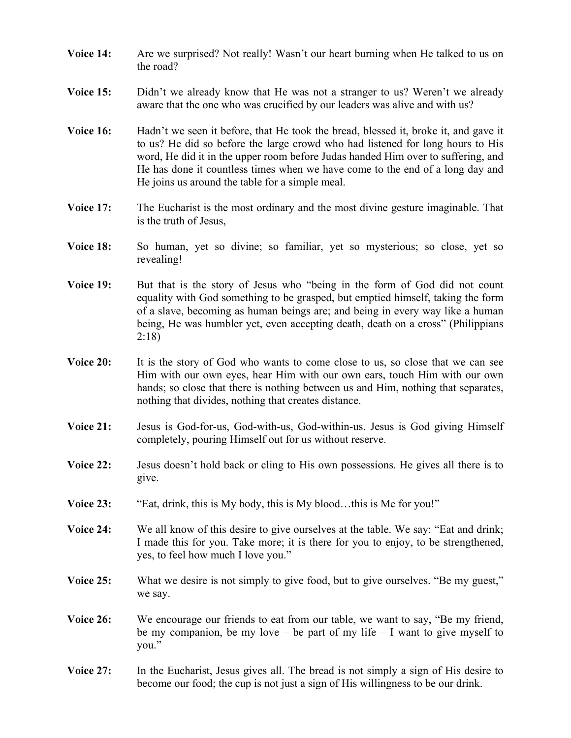**Voice 14:** Are we surprised? Not really! Wasn't our heart burning when He talked to us on the road?

**Voice 15:** Didn't we already know that He was not a stranger to us? Weren't we already aware that the one who was crucified by our leaders was alive and with us?

**Voice 16:** Hadn't we seen it before, that He took the bread, blessed it, broke it, and gave it to us? He did so before the large crowd who had listened for long hours to His word, He did it in the upper room before Judas handed Him over to suffering, and He has done it countless times when we have come to the end of a long day and He joins us around the table for a simple meal.

**Voice 17:** The Eucharist is the most ordinary and the most divine gesture imaginable. That is the truth of Jesus,

**Voice 18:** So human, yet so divine; so familiar, yet so mysterious; so close, yet so revealing!

**Voice 19:** But that is the story of Jesus who "being in the form of God did not count equality with God something to be grasped, but emptied himself, taking the form of a slave, becoming as human beings are; and being in every way like a human being, He was humbler yet, even accepting death, death on a cross" (Philippians 2:18)

**Voice 20:** It is the story of God who wants to come close to us, so close that we can see Him with our own eyes, hear Him with our own ears, touch Him with our own hands; so close that there is nothing between us and Him, nothing that separates, nothing that divides, nothing that creates distance.

**Voice 21:** Jesus is God-for-us, God-with-us, God-within-us. Jesus is God giving Himself completely, pouring Himself out for us without reserve.

**Voice 22:** Jesus doesn't hold back or cling to His own possessions. He gives all there is to give.

**Voice 23:** "Eat, drink, this is My body, this is My blood…this is Me for you!"

**Voice 24:** We all know of this desire to give ourselves at the table. We say: "Eat and drink; I made this for you. Take more; it is there for you to enjoy, to be strengthened, yes, to feel how much I love you."

**Voice 25:** What we desire is not simply to give food, but to give ourselves. "Be my guest," we say.

**Voice 26:** We encourage our friends to eat from our table, we want to say, "Be my friend, be my companion, be my love – be part of my life – I want to give myself to you."

**Voice 27:** In the Eucharist, Jesus gives all. The bread is not simply a sign of His desire to become our food; the cup is not just a sign of His willingness to be our drink.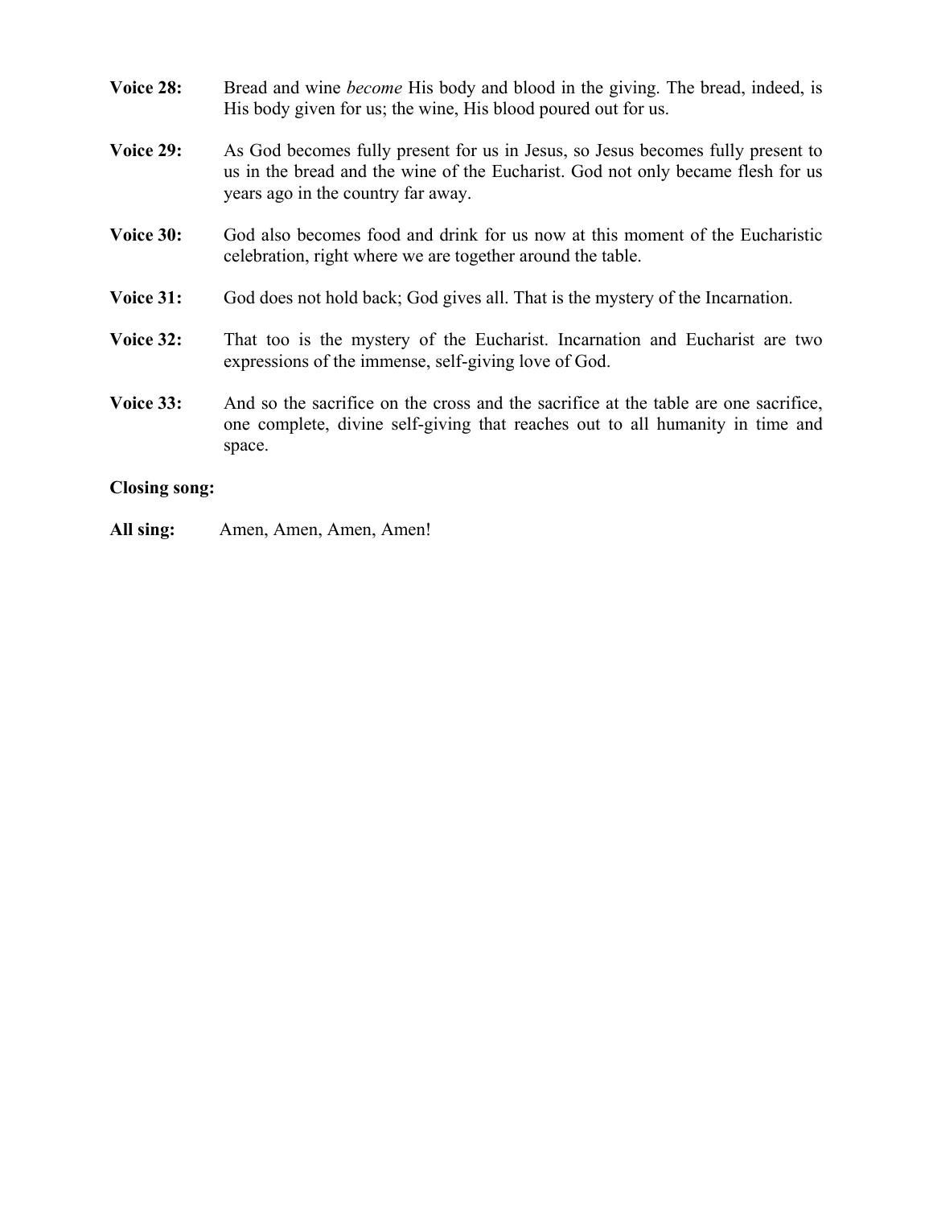**Voice 28:** Bread and wine *become* His body and blood in the giving. The bread, indeed, is His body given for us; the wine, His blood poured out for us.

**Voice 29:** As God becomes fully present for us in Jesus, so Jesus becomes fully present to us in the bread and the wine of the Eucharist. God not only became flesh for us years ago in the country far away.

**Voice 30:** God also becomes food and drink for us now at this moment of the Eucharistic celebration, right where we are together around the table.

**Voice 31:** God does not hold back; God gives all. That is the mystery of the Incarnation.

**Voice 32:** That too is the mystery of the Eucharist. Incarnation and Eucharist are two expressions of the immense, self-giving love of God.

**Voice 33:** And so the sacrifice on the cross and the sacrifice at the table are one sacrifice, one complete, divine self-giving that reaches out to all humanity in time and space.

**Closing song:**

**All sing:** Amen, Amen, Amen, Amen!